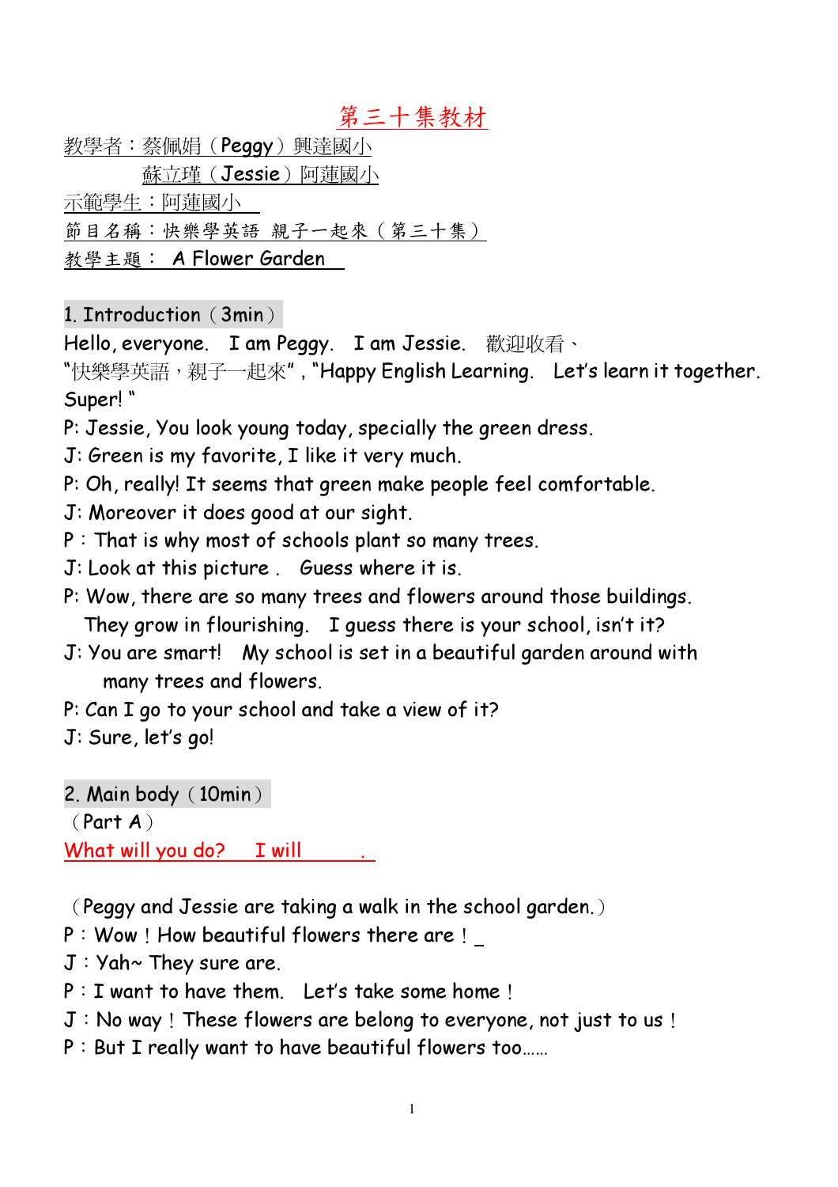# 第三十集教材

教學者：蔡佩娟（Peggy）興達國小

　　　　蘇立瑾（Jessie）阿蓮國小

示範學生：阿蓮國小

節目名稱：快樂學英語 親子一起來（第三十集）

教學主題： A Flower Garden

## 1. Introduction（3min）

Hello, everyone.　I am Peggy.　I am Jessie.　歡迎收看、

"快樂學英語，親子一起來", "Happy English Learning.　Let's learn it together. Super! "

P: Jessie, You look young today, specially the green dress.

J: Green is my favorite, I like it very much.

P: Oh, really! It seems that green make people feel comfortable.

J: Moreover it does good at our sight.

P：That is why most of schools plant so many trees.

J: Look at this picture . Guess where it is.

P: Wow, there are so many trees and flowers around those buildings.
　They grow in flourishing.　I guess there is your school, isn't it?

J: You are smart!　My school is set in a beautiful garden around with
　many trees and flowers.

P: Can I go to your school and take a view of it?

J: Sure, let's go!

## 2. Main body（10min）

（Part A）

What will you do?　 I will ＿＿＿.

（Peggy and Jessie are taking a walk in the school garden.）

P：Wow！How beautiful flowers there are！

J：Yah~ They sure are.

P：I want to have them.　Let's take some home！

J：No way！These flowers are belong to everyone, not just to us！

P：But I really want to have beautiful flowers too……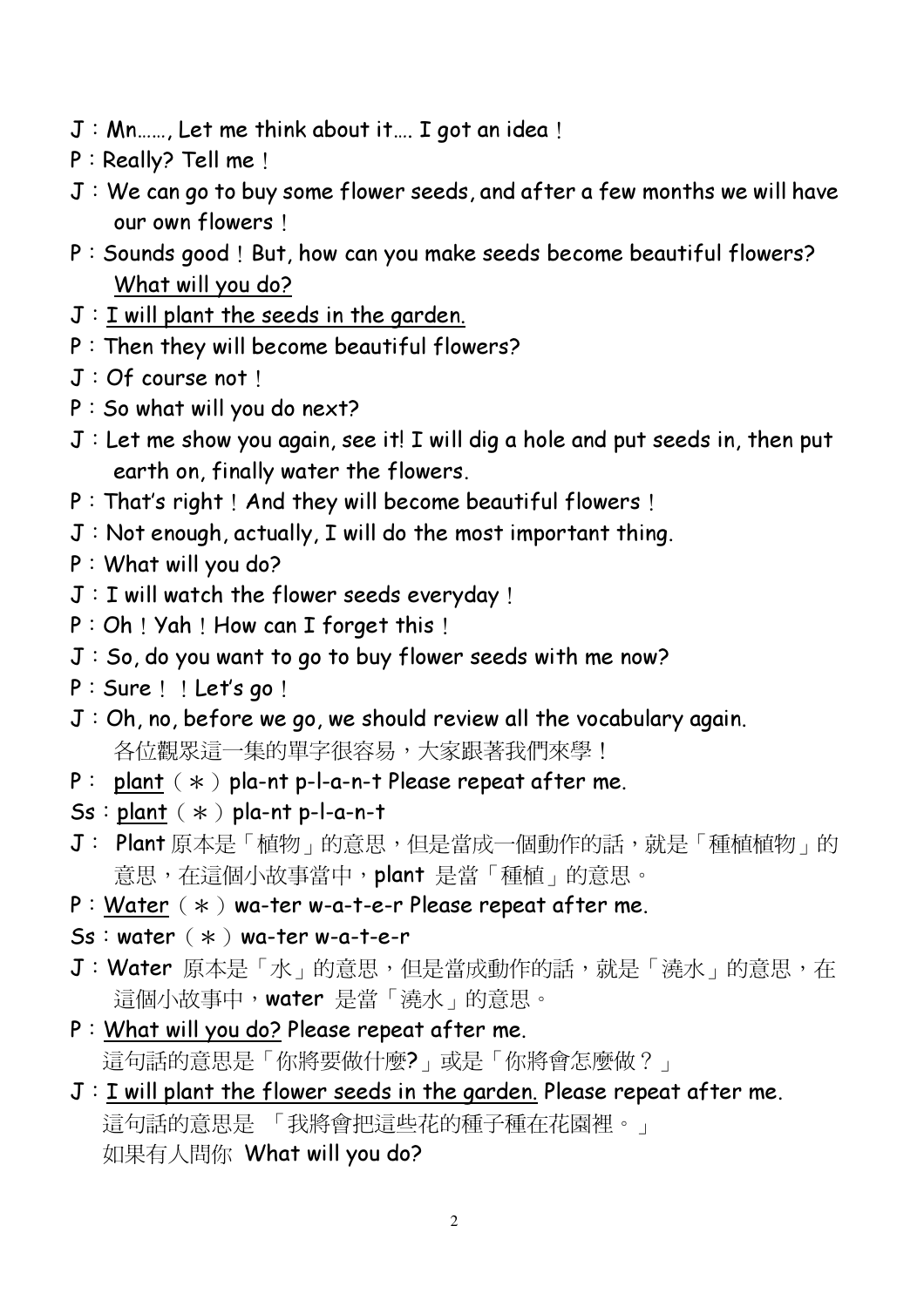J：Mn……, Let me think about it…. I got an idea！

P：Really? Tell me！

J：We can go to buy some flower seeds, and after a few months we will have our own flowers！

P：Sounds good！But, how can you make seeds become beautiful flowers? <u>What will you do?</u>

J：<u>I will plant the seeds in the garden.</u>

P：Then they will become beautiful flowers?

J：Of course not！

P：So what will you do next?

J：Let me show you again, see it! I will dig a hole and put seeds in, then put earth on, finally water the flowers.

P：That's right！And they will become beautiful flowers！

J：Not enough, actually, I will do the most important thing.

P：What will you do?

J：I will watch the flower seeds everyday！

P：Oh！Yah！How can I forget this！

J：So, do you want to go to buy flower seeds with me now?

P：Sure！！Let's go！

J：Oh, no, before we go, we should review all the vocabulary again.
各位觀眾這一集的單字很容易，大家跟著我們來學！

P： <u>plant</u>（＊）pla-nt p-l-a-n-t Please repeat after me.

Ss：<u>plant</u>（＊）pla-nt p-l-a-n-t

J： Plant 原本是「植物」的意思，但是當成一個動作的話，就是「種植植物」的意思，在這個小故事當中，plant 是當「種植」的意思。

P：<u>Water</u>（＊）wa-ter w-a-t-e-r Please repeat after me.

Ss：water（＊）wa-ter w-a-t-e-r

J：Water 原本是「水」的意思，但是當成動作的話，就是「澆水」的意思，在這個小故事中，water 是當「澆水」的意思。

P：<u>What will you do?</u> Please repeat after me.
這句話的意思是「你將要做什麼?」或是「你將會怎麼做？」

J：<u>I will plant the flower seeds in the garden.</u> Please repeat after me.
這句話的意思是 「我將會把這些花的種子種在花園裡。」
如果有人問你 What will you do?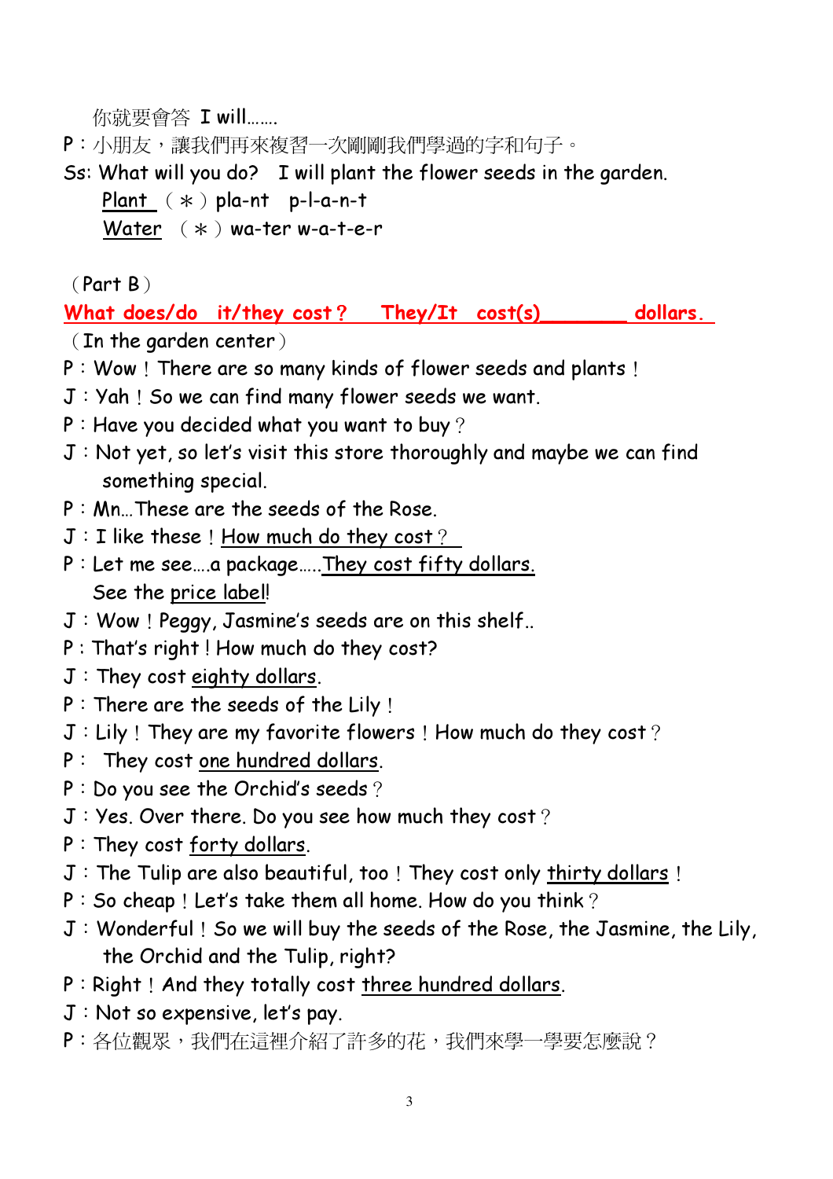你就要會答 I will…….

P：小朋友，讓我們再來複習一次剛剛我們學過的字和句子。

Ss: What will you do?　I will plant the flower seeds in the garden.

<u>Plant</u>（＊）pla-nt　p-l-a-n-t

<u>Water</u>（＊）wa-ter w-a-t-e-r

（Part B）

**<u>What does/do it/they cost？　They/It cost(s)_______ dollars.</u>**

（In the garden center）

P：Wow！There are so many kinds of flower seeds and plants！

J：Yah！So we can find many flower seeds we want.

P：Have you decided what you want to buy？

J：Not yet, so let's visit this store thoroughly and maybe we can find something special.

P：Mn…These are the seeds of the Rose.

J：I like these！<u>How much do they cost？</u>

P：Let me see….a package…..<u>They cost fifty dollars.</u>
See the <u>price label</u>!

J：Wow！Peggy, Jasmine's seeds are on this shelf..

P：That's right！How much do they cost?

J：They cost <u>eighty dollars</u>.

P：There are the seeds of the Lily！

J：Lily！They are my favorite flowers！How much do they cost？

P： They cost <u>one hundred dollars</u>.

P：Do you see the Orchid's seeds？

J：Yes. Over there. Do you see how much they cost？

P：They cost <u>forty dollars</u>.

J：The Tulip are also beautiful, too！They cost only <u>thirty dollars</u>！

P：So cheap！Let's take them all home. How do you think？

J：Wonderful！So we will buy the seeds of the Rose, the Jasmine, the Lily, the Orchid and the Tulip, right?

P：Right！And they totally cost <u>three hundred dollars</u>.

J：Not so expensive, let's pay.

P：各位觀眾，我們在這裡介紹了許多的花，我們來學一學要怎麼說？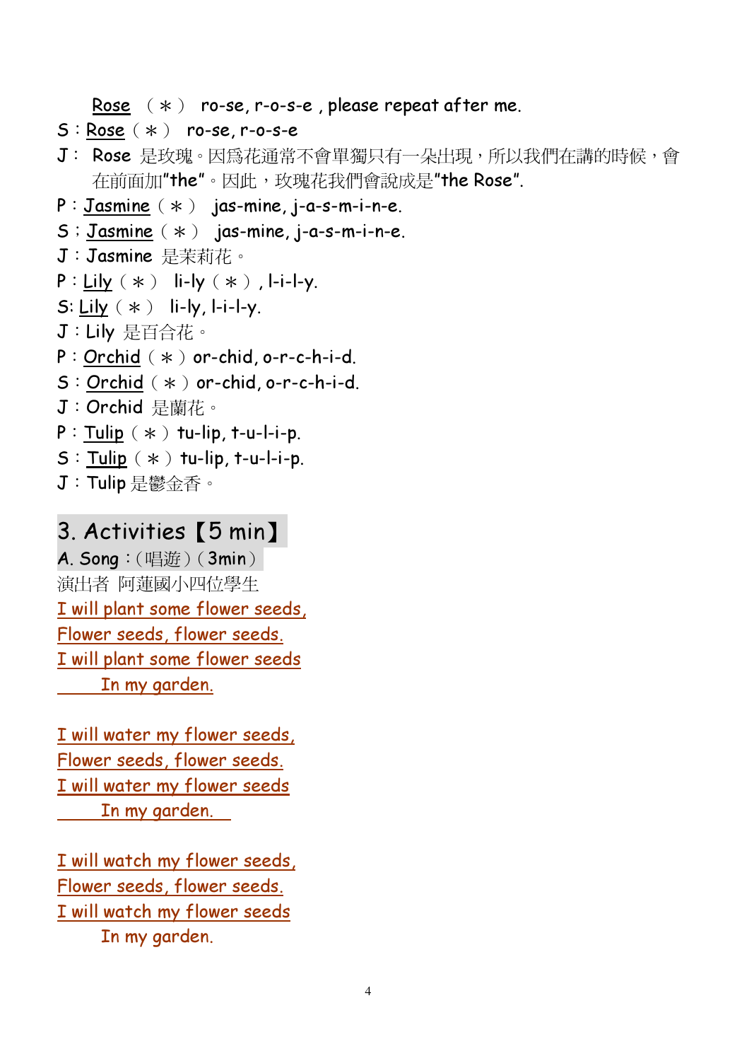Rose （＊） ro-se, r-o-s-e , please repeat after me.

S：Rose（＊） ro-se, r-o-s-e

J： Rose 是玫瑰。因爲花通常不會單獨只有一朵出現，所以我們在講的時候，會在前面加"the"。因此，玫瑰花我們會說成是"the Rose".

P：Jasmine（＊） jas-mine, j-a-s-m-i-n-e.

S；Jasmine（＊） jas-mine, j-a-s-m-i-n-e.

J：Jasmine 是茉莉花。

P：Lily（＊） li-ly（＊）, l-i-l-y.

S: Lily（＊） li-ly, l-i-l-y.

J：Lily 是百合花。

P：Orchid（＊）or-chid, o-r-c-h-i-d.

S：Orchid（＊）or-chid, o-r-c-h-i-d.

J：Orchid 是蘭花。

P：Tulip（＊）tu-lip, t-u-l-i-p.

S：Tulip（＊）tu-lip, t-u-l-i-p.

J：Tulip 是鬱金香。

## 3. Activities【5 min】

A. Song：（唱遊）（3min）

演出者 阿蓮國小四位學生

I will plant some flower seeds,
Flower seeds, flower seeds.
I will plant some flower seeds
In my garden.

I will water my flower seeds,
Flower seeds, flower seeds.
I will water my flower seeds
In my garden.

I will watch my flower seeds,
Flower seeds, flower seeds.
I will watch my flower seeds
In my garden.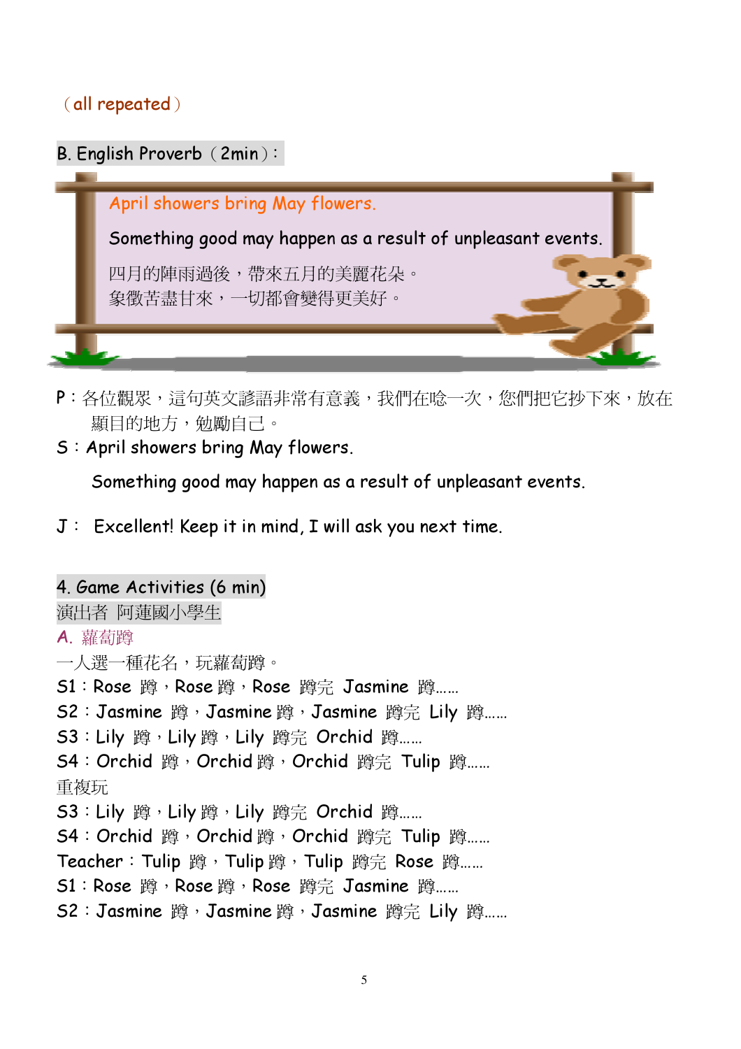（all repeated）

B. English Proverb（2min）：

April showers bring May flowers.

Something good may happen as a result of unpleasant events.

四月的陣雨過後，帶來五月的美麗花朵。
象徵苦盡甘來，一切都會變得更美好。

P：各位觀眾，這句英文諺語非常有意義，我們在唸一次，您們把它抄下來，放在顯目的地方，勉勵自己。

S：April showers bring May flowers.

Something good may happen as a result of unpleasant events.

J： Excellent! Keep it in mind, I will ask you next time.

4. Game Activities (6 min)

演出者 阿蓮國小學生

A. 蘿蔔蹲

一人選一種花名，玩蘿蔔蹲。

S1：Rose 蹲，Rose 蹲，Rose 蹲完 Jasmine 蹲……

S2：Jasmine 蹲，Jasmine 蹲，Jasmine 蹲完 Lily 蹲……

S3：Lily 蹲，Lily 蹲，Lily 蹲完 Orchid 蹲……

S4：Orchid 蹲，Orchid 蹲，Orchid 蹲完 Tulip 蹲……

重複玩

S3：Lily 蹲，Lily 蹲，Lily 蹲完 Orchid 蹲……

S4：Orchid 蹲，Orchid 蹲，Orchid 蹲完 Tulip 蹲……

Teacher：Tulip 蹲，Tulip 蹲，Tulip 蹲完 Rose 蹲……

S1：Rose 蹲，Rose 蹲，Rose 蹲完 Jasmine 蹲……

S2：Jasmine 蹲，Jasmine 蹲，Jasmine 蹲完 Lily 蹲……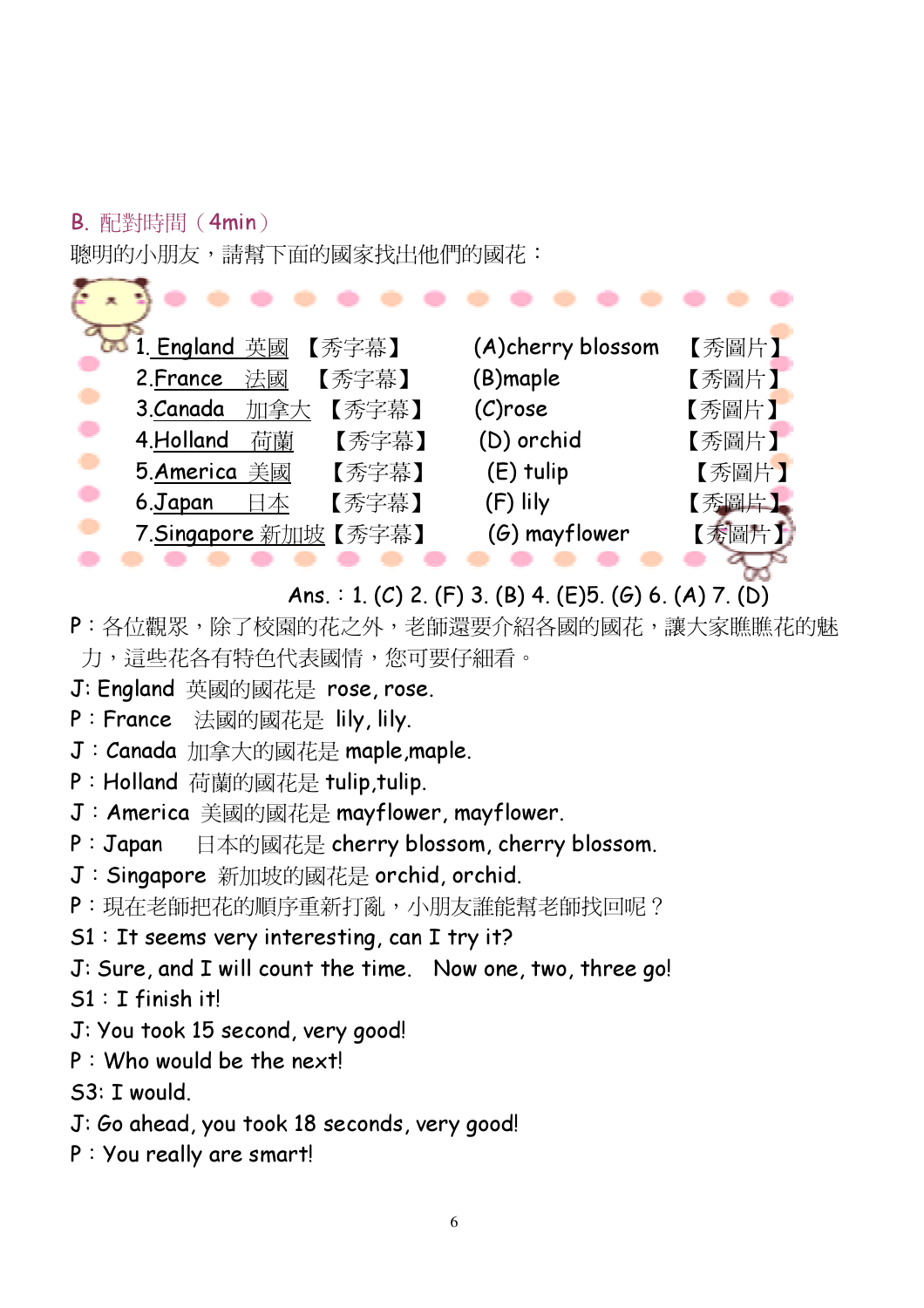## B. 配對時間（4min）

聰明的小朋友，請幫下面的國家找出他們的國花：

| | | | |
|---|---|---|---|
| 1. England 英國 | 【秀字幕】 | (A)cherry blossom | 【秀圖片】 |
| 2.France 法國 | 【秀字幕】 | (B)maple | 【秀圖片】 |
| 3.Canada 加拿大 | 【秀字幕】 | (C)rose | 【秀圖片】 |
| 4.Holland 荷蘭 | 【秀字幕】 | (D) orchid | 【秀圖片】 |
| 5.America 美國 | 【秀字幕】 | (E) tulip | 【秀圖片】 |
| 6.Japan 日本 | 【秀字幕】 | (F) lily | 【秀圖片】 |
| 7.Singapore 新加坡 | 【秀字幕】 | (G) mayflower | 【秀圖片】 |

Ans.：1. (C) 2. (F) 3. (B) 4. (E)5. (G) 6. (A) 7. (D)

P：各位觀眾，除了校園的花之外，老師還要介紹各國的國花，讓大家瞧瞧花的魅力，這些花各有特色代表國情，您可要仔細看。

J: England 英國的國花是 rose, rose.

P：France 法國的國花是 lily, lily.

J：Canada 加拿大的國花是 maple,maple.

P：Holland 荷蘭的國花是 tulip,tulip.

J：America 美國的國花是 mayflower, mayflower.

P：Japan 日本的國花是 cherry blossom, cherry blossom.

J：Singapore 新加坡的國花是 orchid, orchid.

P：現在老師把花的順序重新打亂，小朋友誰能幫老師找回呢？

S1：It seems very interesting, can I try it?

J: Sure, and I will count the time. Now one, two, three go!

S1：I finish it!

J: You took 15 second, very good!

P：Who would be the next!

S3: I would.

J: Go ahead, you took 18 seconds, very good!

P：You really are smart!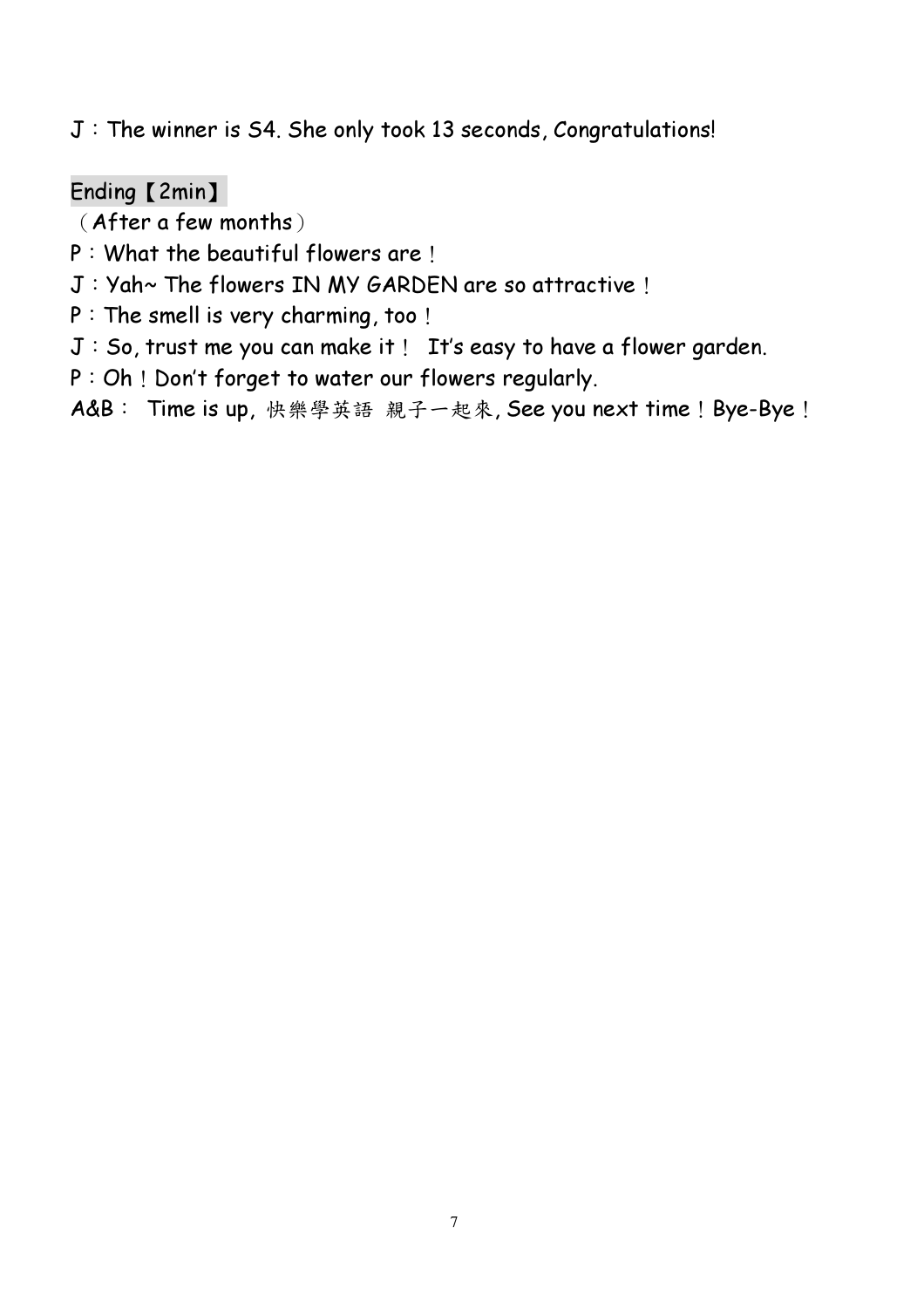J：The winner is S4. She only took 13 seconds, Congratulations!

Ending【2min】

（After a few months）

P：What the beautiful flowers are！

J：Yah~ The flowers IN MY GARDEN are so attractive！

P：The smell is very charming, too！

J：So, trust me you can make it！ It's easy to have a flower garden.

P：Oh！Don't forget to water our flowers regularly.

A&B： Time is up, 快樂學英語 親子一起來, See you next time！Bye-Bye！